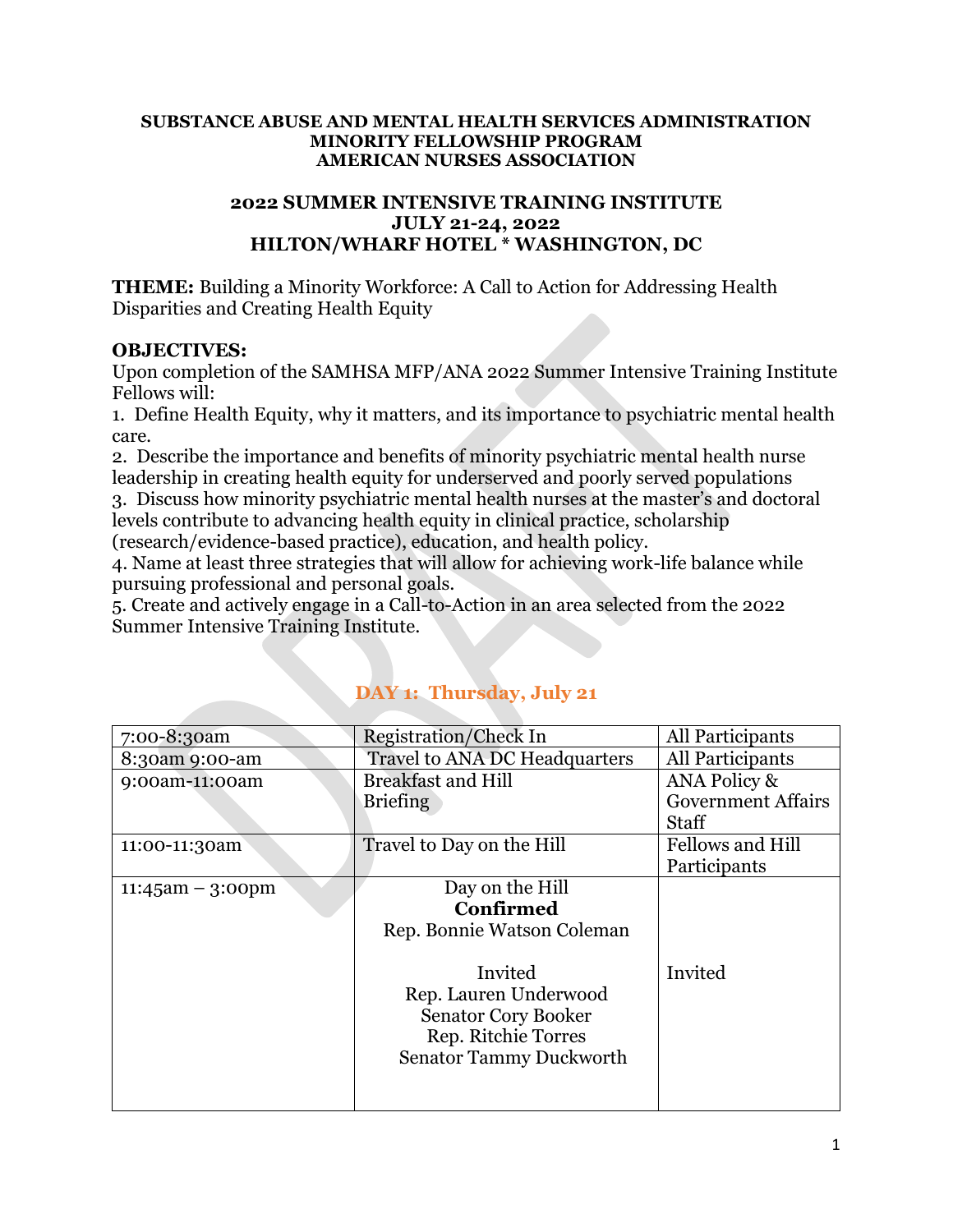**SUBSTANCE ABUSE AND MENTAL HEALTH SERVICES ADMINISTRATION**
**MINORITY FELLOWSHIP PROGRAM**
**AMERICAN NURSES ASSOCIATION**

**2022 SUMMER INTENSIVE TRAINING INSTITUTE**
**JULY 21-24, 2022**
**HILTON/WHARF HOTEL * WASHINGTON, DC**

**THEME:** Building a Minority Workforce: A Call to Action for Addressing Health Disparities and Creating Health Equity

**OBJECTIVES:**
Upon completion of the SAMHSA MFP/ANA 2022 Summer Intensive Training Institute Fellows will:

1. Define Health Equity, why it matters, and its importance to psychiatric mental health care.
2. Describe the importance and benefits of minority psychiatric mental health nurse leadership in creating health equity for underserved and poorly served populations
3. Discuss how minority psychiatric mental health nurses at the master's and doctoral levels contribute to advancing health equity in clinical practice, scholarship (research/evidence-based practice), education, and health policy.
4. Name at least three strategies that will allow for achieving work-life balance while pursuing professional and personal goals.
5. Create and actively engage in a Call-to-Action in an area selected from the 2022 Summer Intensive Training Institute.

## DAY 1: Thursday, July 21

| | | |
|---|---|---|
| 7:00-8:30am | Registration/Check In | All Participants |
| 8:30am 9:00-am | Travel to ANA DC Headquarters | All Participants |
| 9:00am-11:00am | Breakfast and Hill Briefing | ANA Policy & Government Affairs Staff |
| 11:00-11:30am | Travel to Day on the Hill | Fellows and Hill Participants |
| 11:45am – 3:00pm | Day on the Hill<br>**Confirmed**<br>Rep. Bonnie Watson Coleman<br><br>Invited<br>Rep. Lauren Underwood<br>Senator Cory Booker<br>Rep. Ritchie Torres<br>Senator Tammy Duckworth | Invited |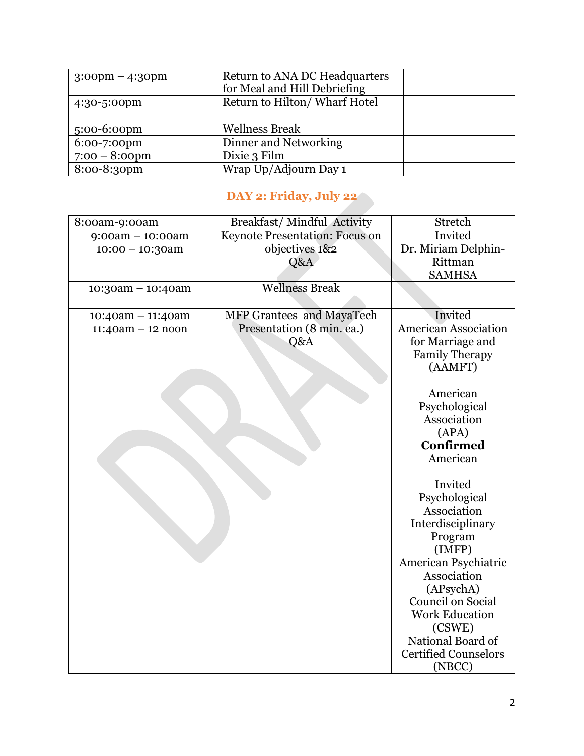| | | |
|---|---|---|
| 3:00pm – 4:30pm | Return to ANA DC Headquarters for Meal and Hill Debriefing | |
| 4:30-5:00pm | Return to Hilton/ Wharf Hotel | |
| 5:00-6:00pm | Wellness Break | |
| 6:00-7:00pm | Dinner and Networking | |
| 7:00 – 8:00pm | Dixie 3 Film | |
| 8:00-8:30pm | Wrap Up/Adjourn Day 1 | |

## DAY 2: Friday, July 22

| | | |
|---|---|---|
| 8:00am-9:00am | Breakfast/ Mindful Activity | Stretch |
| 9:00am – 10:00am<br>10:00 – 10:30am | Keynote Presentation: Focus on objectives 1&2<br>Q&A | Invited<br>Dr. Miriam Delphin-Rittman<br>SAMHSA |
| 10:30am – 10:40am | Wellness Break | |
| 10:40am – 11:40am<br>11:40am – 12 noon | MFP Grantees and MayaTech Presentation (8 min. ea.)<br>Q&A | Invited<br>American Association for Marriage and Family Therapy (AAMFT)<br><br>American Psychological Association (APA)<br>**Confirmed**<br>American<br><br>Invited<br>Psychological Association Interdisciplinary Program (IMFP)<br>American Psychiatric Association (APsychA)<br>Council on Social Work Education (CSWE)<br>National Board of Certified Counselors (NBCC) |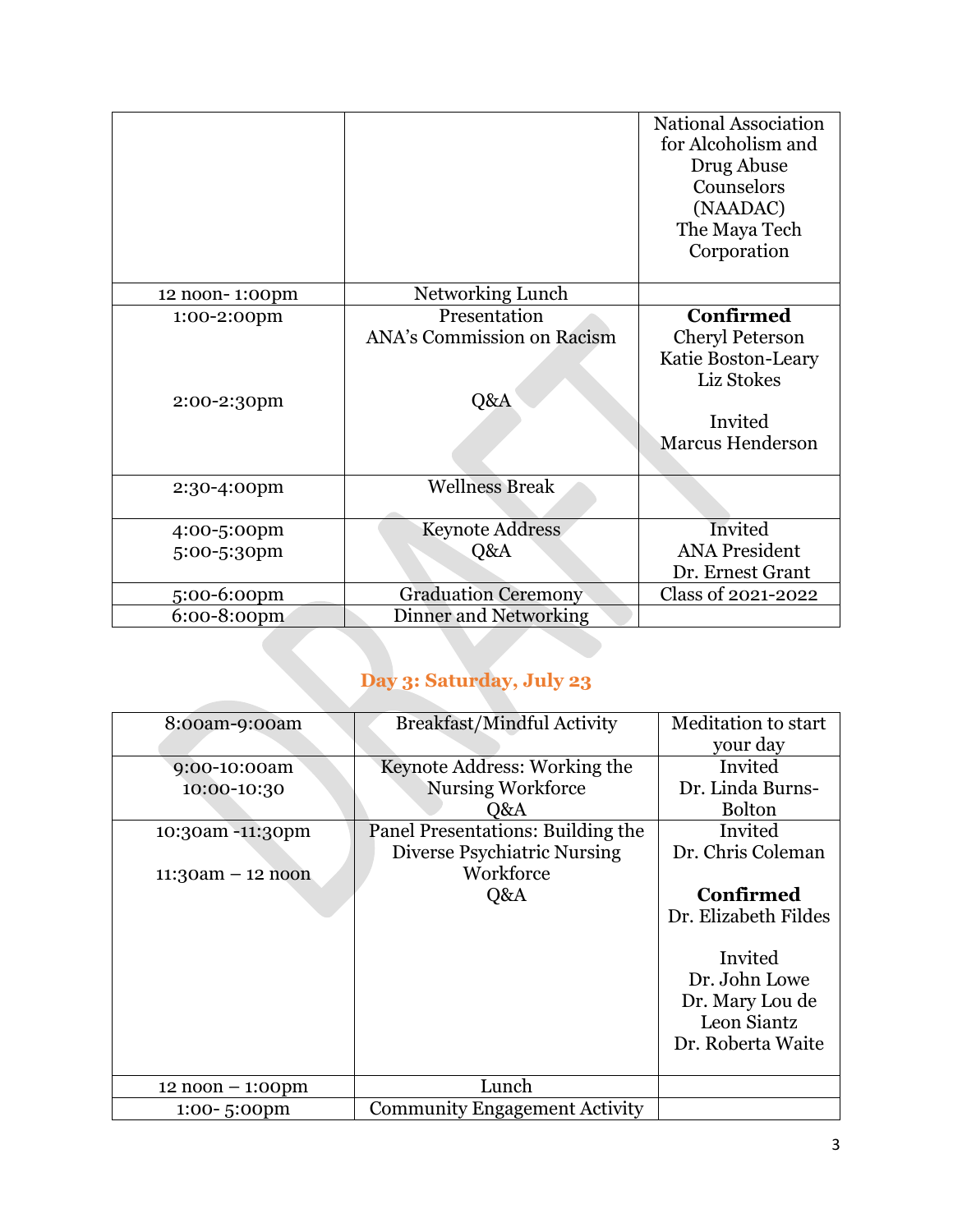| | | National Association for Alcoholism and Drug Abuse Counselors (NAADAC) The Maya Tech Corporation |
|---|---|---|
| 12 noon- 1:00pm | Networking Lunch | |
| 1:00-2:00pm<br><br>2:00-2:30pm | Presentation ANA's Commission on Racism<br><br>Q&A | **Confirmed** Cheryl Peterson Katie Boston-Leary Liz Stokes<br><br>Invited Marcus Henderson |
| 2:30-4:00pm | Wellness Break | |
| 4:00-5:00pm<br>5:00-5:30pm | Keynote Address<br>Q&A | Invited ANA President Dr. Ernest Grant |
| 5:00-6:00pm | Graduation Ceremony | Class of 2021-2022 |
| 6:00-8:00pm | Dinner and Networking | |

## Day 3: Saturday, July 23

| | | |
|---|---|---|
| 8:00am-9:00am | Breakfast/Mindful Activity | Meditation to start your day |
| 9:00-10:00am<br>10:00-10:30 | Keynote Address: Working the Nursing Workforce<br>Q&A | Invited Dr. Linda Burns-Bolton |
| 10:30am -11:30pm<br><br>11:30am – 12 noon | Panel Presentations: Building the Diverse Psychiatric Nursing Workforce<br>Q&A | Invited Dr. Chris Coleman<br><br>**Confirmed** Dr. Elizabeth Fildes<br><br>Invited Dr. John Lowe Dr. Mary Lou de Leon Siantz Dr. Roberta Waite |
| 12 noon – 1:00pm | Lunch | |
| 1:00- 5:00pm | Community Engagement Activity | |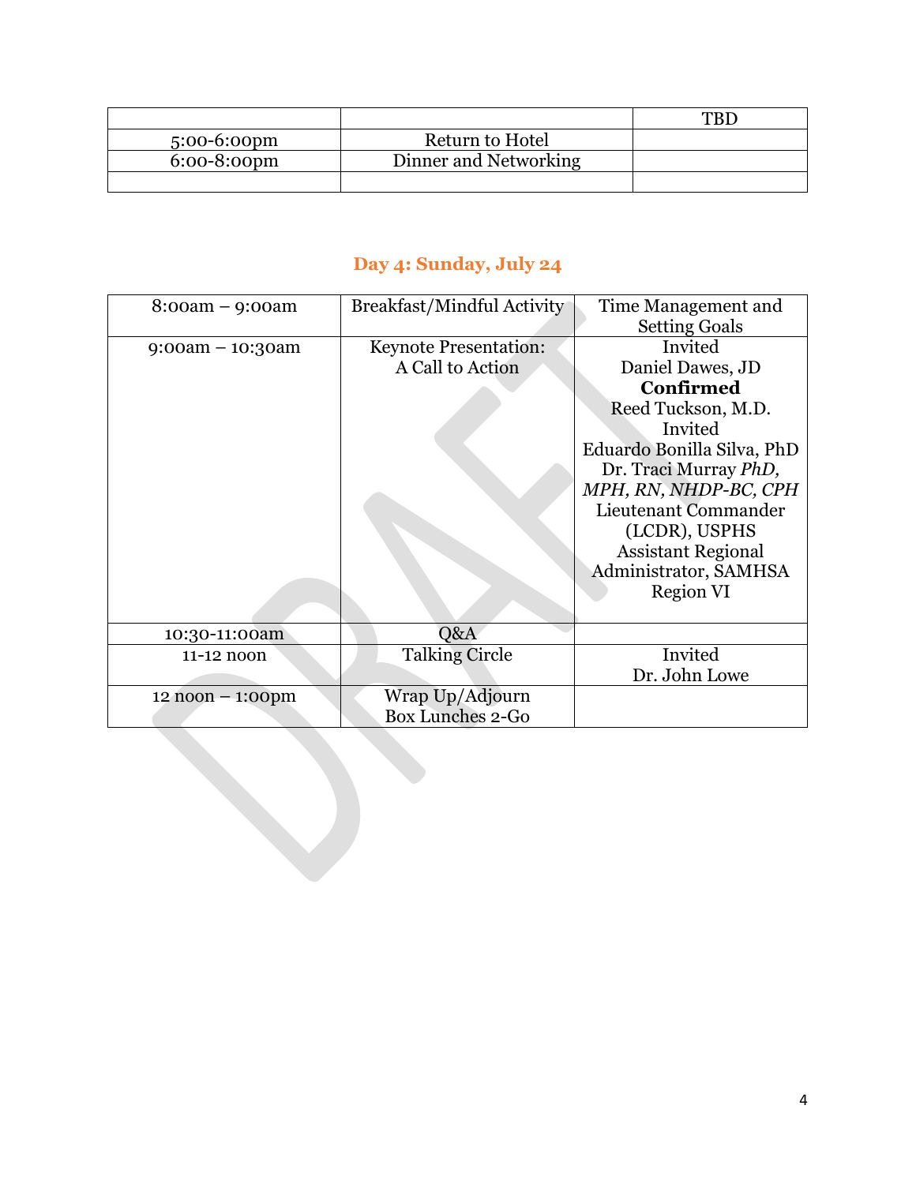| | | |
|---|---|---|
| | | TBD |
| 5:00-6:00pm | Return to Hotel | |
| 6:00-8:00pm | Dinner and Networking | |
| | | |

## Day 4: Sunday, July 24

| | | |
|---|---|---|
| 8:00am – 9:00am | Breakfast/Mindful Activity | Time Management and Setting Goals |
| 9:00am – 10:30am | Keynote Presentation: A Call to Action | Invited<br>Daniel Dawes, JD<br>**Confirmed**<br>Reed Tuckson, M.D.<br>Invited<br>Eduardo Bonilla Silva, PhD<br>Dr. Traci Murray *PhD, MPH, RN, NHDP-BC, CPH*<br>Lieutenant Commander (LCDR), USPHS<br>Assistant Regional Administrator, SAMHSA Region VI |
| 10:30-11:00am | Q&A | |
| 11-12 noon | Talking Circle | Invited<br>Dr. John Lowe |
| 12 noon – 1:00pm | Wrap Up/Adjourn<br>Box Lunches 2-Go | |